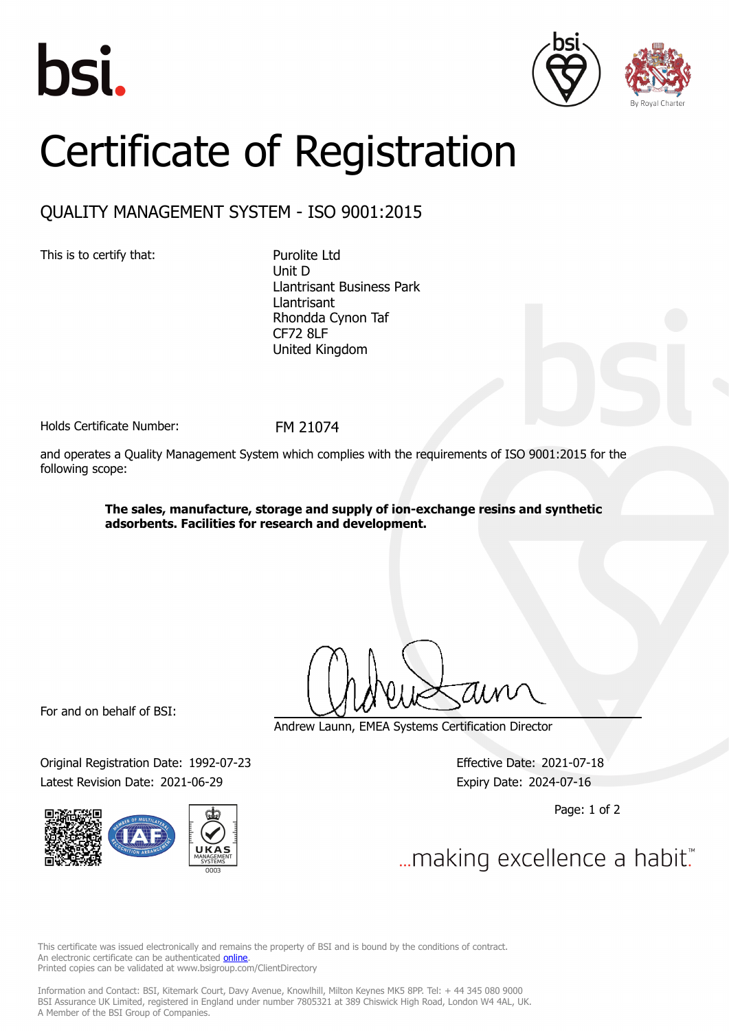bsi.

By Royal Charter

# Certificate of Registration

## QUALITY MANAGEMENT SYSTEM - ISO 9001:2015

This is to certify that:

Purolite Ltd
Unit D
Llantrisant Business Park
Llantrisant
Rhondda Cynon Taf
CF72 8LF
United Kingdom

Holds Certificate Number: FM 21074

and operates a Quality Management System which complies with the requirements of ISO 9001:2015 for the following scope:

**The sales, manufacture, storage and supply of ion-exchange resins and synthetic adsorbents. Facilities for research and development.**

For and on behalf of BSI:

Andrew Launn, EMEA Systems Certification Director

Original Registration Date: 1992-07-23
Latest Revision Date: 2021-06-29

Effective Date: 2021-07-18
Expiry Date: 2024-07-16

UKAS MANAGEMENT SYSTEMS 0003

...making excellence a habit.™

This certificate was issued electronically and remains the property of BSI and is bound by the conditions of contract.
An electronic certificate can be authenticated online.
Printed copies can be validated at www.bsigroup.com/ClientDirectory

Information and Contact: BSI, Kitemark Court, Davy Avenue, Knowlhill, Milton Keynes MK5 8PP. Tel: + 44 345 080 9000
BSI Assurance UK Limited, registered in England under number 7805321 at 389 Chiswick High Road, London W4 4AL, UK.
A Member of the BSI Group of Companies.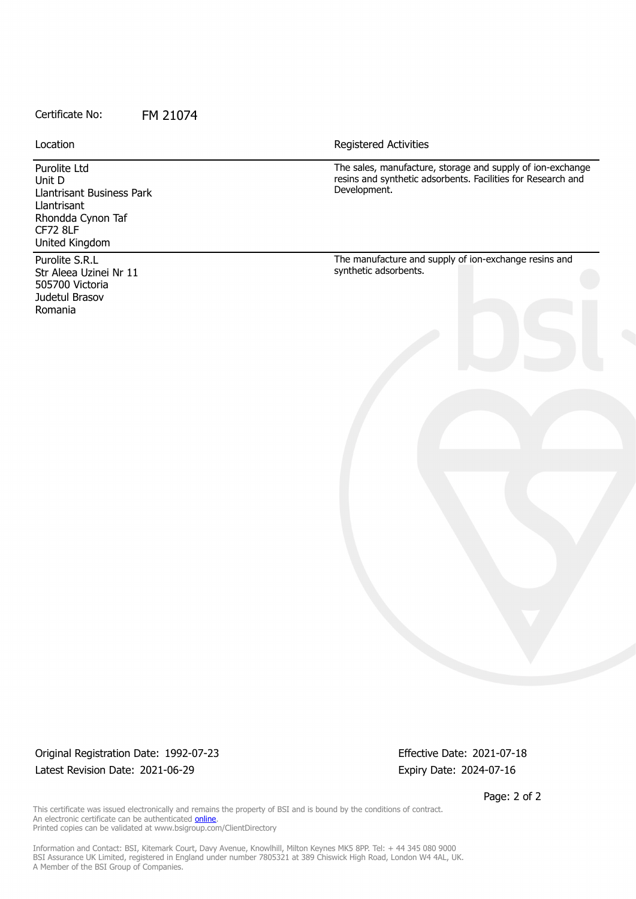Certificate No: FM 21074

| Location | Registered Activities |
| --- | --- |
| Purolite Ltd<br>Unit D<br>Llantrisant Business Park<br>Llantrisant<br>Rhondda Cynon Taf<br>CF72 8LF<br>United Kingdom | The sales, manufacture, storage and supply of ion-exchange resins and synthetic adsorbents. Facilities for Research and Development. |
| Purolite S.R.L<br>Str Aleea Uzinei Nr 11<br>505700 Victoria<br>Judetul Brasov<br>Romania | The manufacture and supply of ion-exchange resins and synthetic adsorbents. |

Original Registration Date: 1992-07-23

Latest Revision Date: 2021-06-29

Effective Date: 2021-07-18

Expiry Date: 2024-07-16

This certificate was issued electronically and remains the property of BSI and is bound by the conditions of contract.
An electronic certificate can be authenticated online.
Printed copies can be validated at www.bsigroup.com/ClientDirectory

Information and Contact: BSI, Kitemark Court, Davy Avenue, Knowlhill, Milton Keynes MK5 8PP. Tel: + 44 345 080 9000
BSI Assurance UK Limited, registered in England under number 7805321 at 389 Chiswick High Road, London W4 4AL, UK.
A Member of the BSI Group of Companies.